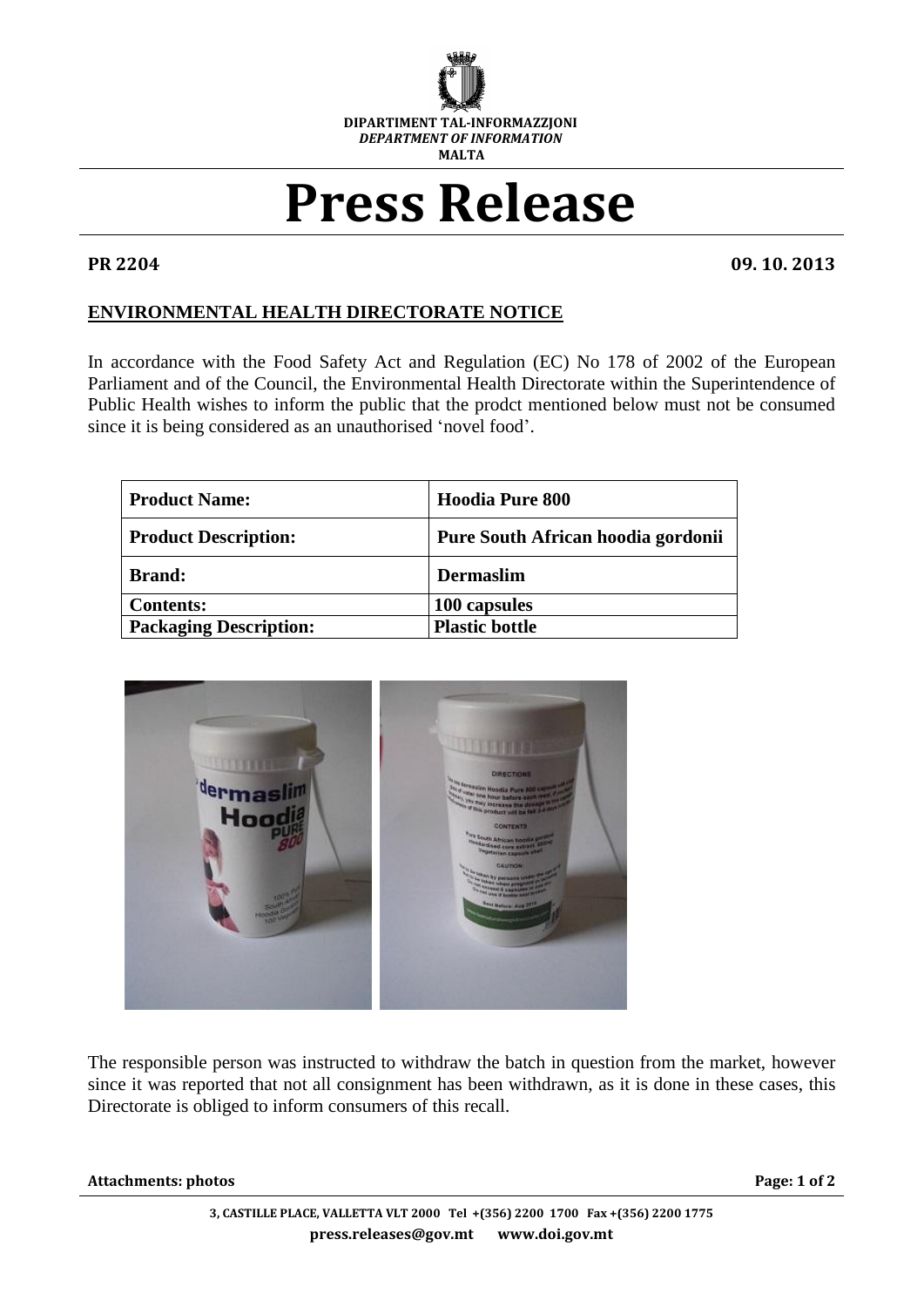DIPARTIMENT TAL-INFORMAZZJONI

*DEPARTMENT OF INFORMATION*

MALTA

# Press Release

**PR 2204** **09. 10. 2013**

## ENVIRONMENTAL HEALTH DIRECTORATE NOTICE

In accordance with the Food Safety Act and Regulation (EC) No 178 of 2002 of the European Parliament and of the Council, the Environmental Health Directorate within the Superintendence of Public Health wishes to inform the public that the prodct mentioned below must not be consumed since it is being considered as an unauthorised 'novel food'.

| **Product Name:** | **Hoodia Pure 800** |
|---|---|
| **Product Description:** | **Pure South African hoodia gordonii** |
| **Brand:** | **Dermaslim** |
| **Contents:** | **100 capsules** |
| **Packaging Description:** | **Plastic bottle** |

The responsible person was instructed to withdraw the batch in question from the market, however since it was reported that not all consignment has been withdrawn, as it is done in these cases, this Directorate is obliged to inform consumers of this recall.

**Attachments: photos**

**3, CASTILLE PLACE, VALLETTA VLT 2000 Tel +(356) 2200 1700 Fax +(356) 2200 1775**

**press.releases@gov.mt www.doi.gov.mt**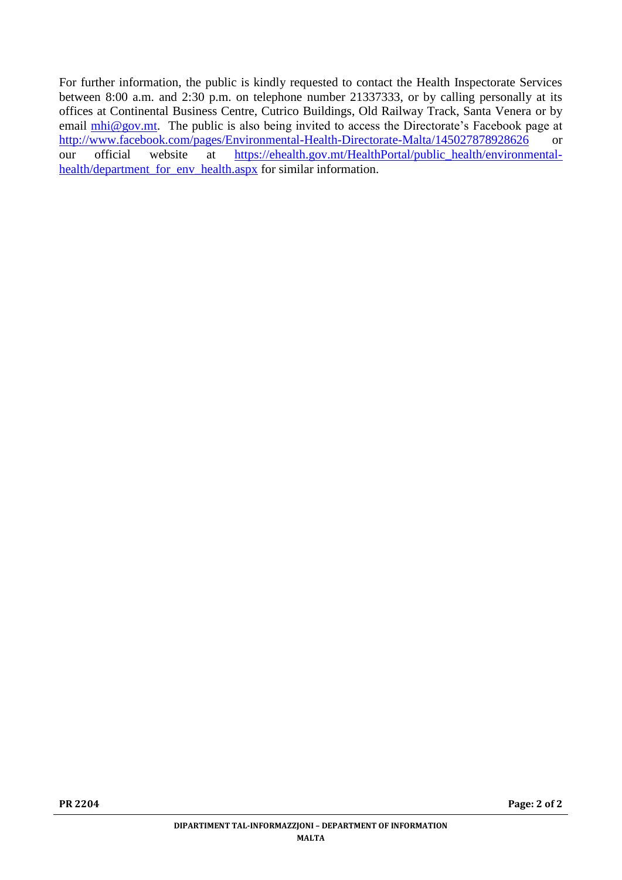For further information, the public is kindly requested to contact the Health Inspectorate Services between 8:00 a.m. and 2:30 p.m. on telephone number 21337333, or by calling personally at its offices at Continental Business Centre, Cutrico Buildings, Old Railway Track, Santa Venera or by email [mhi@gov.mt](mailto:mhi@gov.mt). The public is also being invited to access the Directorate's Facebook page at [http://www.facebook.com/pages/Environmental-Health-Directorate-Malta/145027878928626](http://www.facebook.com/pages/Environmental-Health-Directorate-Malta/145027878928626) or our official website at [https://ehealth.gov.mt/HealthPortal/public_health/environmental-health/department_for_env_health.aspx](https://ehealth.gov.mt/HealthPortal/public_health/environmental-health/department_for_env_health.aspx) for similar information.